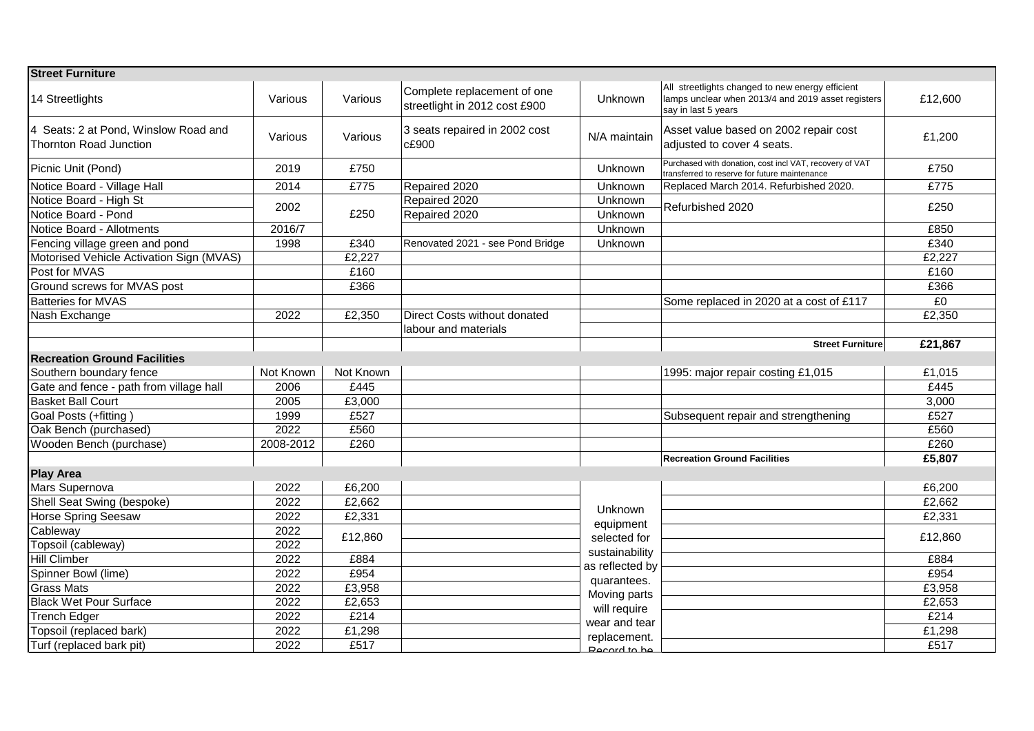| Street Furniture | | | | | | |
|---|---|---|---|---|---|---|
| 14 Streetlights | Various | Various | Complete replacement of one streetlight in 2012 cost £900 | Unknown | All streetlights changed to new energy efficient lamps unclear when 2013/4 and 2019 asset registers say in last 5 years | £12,600 |
| 4 Seats: 2 at Pond, Winslow Road and Thornton Road Junction | Various | Various | 3 seats repaired in 2002 cost c£900 | N/A maintain | Asset value based on 2002 repair cost adjusted to cover 4 seats. | £1,200 |
| Picnic Unit (Pond) | 2019 | £750 | | Unknown | Purchased with donation, cost incl VAT, recovery of VAT transferred to reserve for future maintenance | £750 |
| Notice Board - Village Hall | 2014 | £775 | Repaired 2020 | Unknown | Replaced March 2014. Refurbished 2020. | £775 |
| Notice Board - High St | 2002 | £250 | Repaired 2020 | Unknown | Refurbished 2020 | £250 |
| Notice Board - Pond | | | Repaired 2020 | Unknown | | |
| Notice Board - Allotments | 2016/7 | | | Unknown | | £850 |
| Fencing village green and pond | 1998 | £340 | Renovated 2021 - see Pond Bridge | Unknown | | £340 |
| Motorised Vehicle Activation Sign (MVAS) | | £2,227 | | | | £2,227 |
| Post for MVAS | | £160 | | | | £160 |
| Ground screws for MVAS post | | £366 | | | | £366 |
| Batteries for MVAS | | | | | Some replaced in 2020 at a cost of £117 | £0 |
| Nash Exchange | 2022 | £2,350 | Direct Costs without donated labour and materials | | | £2,350 |
| | | | | | **Street Furniture** | **£21,867** |
| **Recreation Ground Facilities** | | | | | | |
| Southern boundary fence | Not Known | Not Known | | | 1995: major repair costing £1,015 | £1,015 |
| Gate and fence - path from village hall | 2006 | £445 | | | | £445 |
| Basket Ball Court | 2005 | £3,000 | | | | 3,000 |
| Goal Posts (+fitting ) | 1999 | £527 | | | Subsequent repair and strengthening | £527 |
| Oak Bench (purchased) | 2022 | £560 | | | | £560 |
| Wooden Bench (purchase) | 2008-2012 | £260 | | | | £260 |
| | | | | | **Recreation Ground Facilities** | **£5,807** |
| **Play Area** | | | | | | |
| Mars Supernova | 2022 | £6,200 | | Unknown equipment selected for sustainability as reflected by quarantees. Moving parts will require wear and tear replacement. Record to be | | £6,200 |
| Shell Seat Swing (bespoke) | 2022 | £2,662 | | | | £2,662 |
| Horse Spring Seesaw | 2022 | £2,331 | | | | £2,331 |
| Cableway | 2022 | £12,860 | | | | £12,860 |
| Topsoil (cableway) | 2022 | | | | | |
| Hill Climber | 2022 | £884 | | | | £884 |
| Spinner Bowl (lime) | 2022 | £954 | | | | £954 |
| Grass Mats | 2022 | £3,958 | | | | £3,958 |
| Black Wet Pour Surface | 2022 | £2,653 | | | | £2,653 |
| Trench Edger | 2022 | £214 | | | | £214 |
| Topsoil (replaced bark) | 2022 | £1,298 | | | | £1,298 |
| Turf (replaced bark pit) | 2022 | £517 | | | | £517 |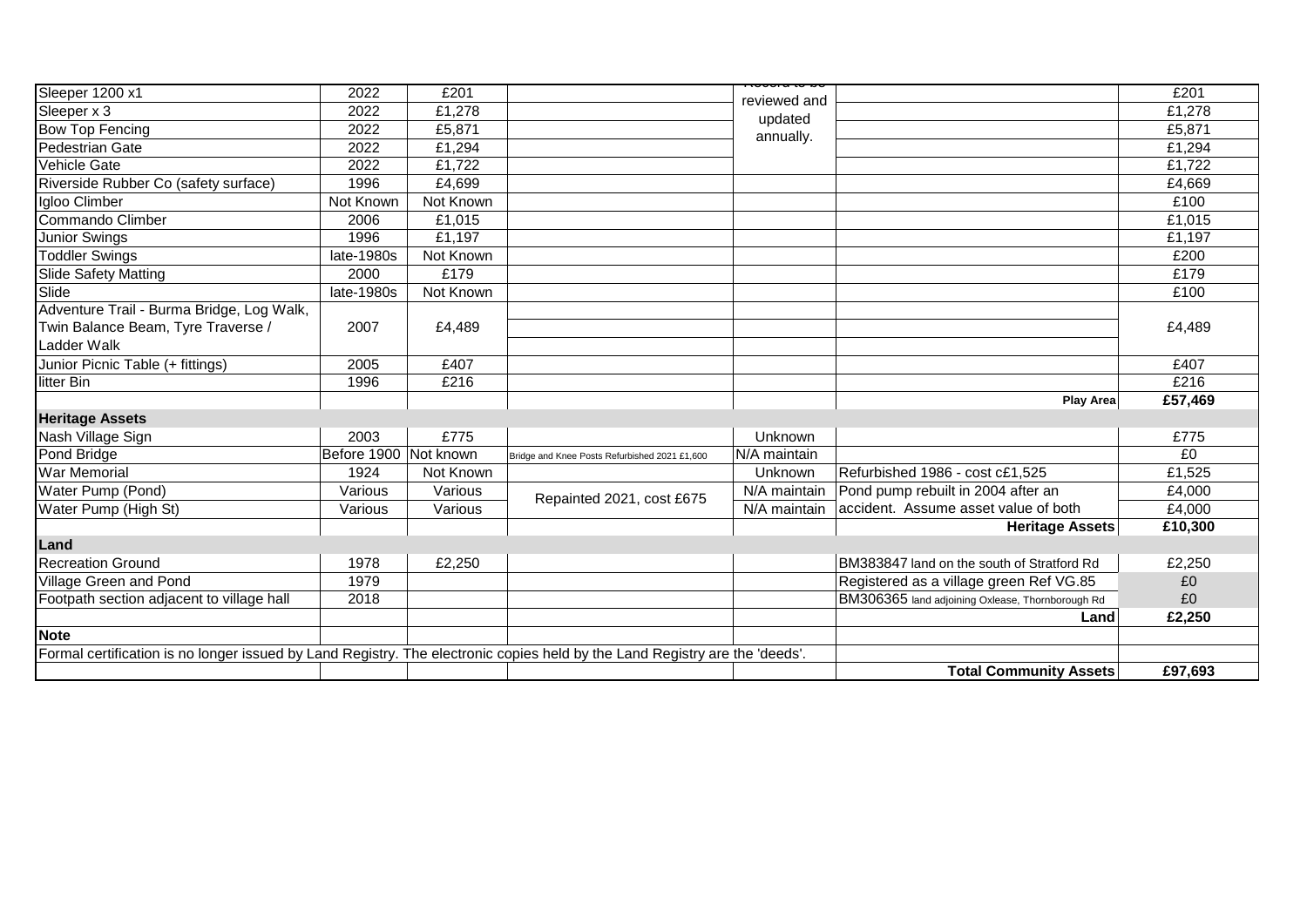| | | | | | | |
|---|---|---|---|---|---|---|
| Sleeper 1200 x1 | 2022 | £201 | | Record to be reviewed and updated annually. | | £201 |
| Sleeper x 3 | 2022 | £1,278 | | | | £1,278 |
| Bow Top Fencing | 2022 | £5,871 | | | | £5,871 |
| Pedestrian Gate | 2022 | £1,294 | | | | £1,294 |
| Vehicle Gate | 2022 | £1,722 | | | | £1,722 |
| Riverside Rubber Co (safety surface) | 1996 | £4,699 | | | | £4,669 |
| Igloo Climber | Not Known | Not Known | | | | £100 |
| Commando Climber | 2006 | £1,015 | | | | £1,015 |
| Junior Swings | 1996 | £1,197 | | | | £1,197 |
| Toddler Swings | late-1980s | Not Known | | | | £200 |
| Slide Safety Matting | 2000 | £179 | | | | £179 |
| Slide | late-1980s | Not Known | | | | £100 |
| Adventure Trail - Burma Bridge, Log Walk, Twin Balance Beam, Tyre Traverse / Ladder Walk | 2007 | £4,489 | | | | £4,489 |
| Junior Picnic Table (+ fittings) | 2005 | £407 | | | | £407 |
| litter Bin | 1996 | £216 | | | | £216 |
| | | | | | **Play Area** | **£57,469** |
| **Heritage Assets** | | | | | | |
| Nash Village Sign | 2003 | £775 | | Unknown | | £775 |
| Pond Bridge | Before 1900 | Not known | Bridge and Knee Posts Refurbished 2021 £1,600 | N/A maintain | | £0 |
| War Memorial | 1924 | Not Known | | Unknown | Refurbished 1986 - cost c£1,525 | £1,525 |
| Water Pump (Pond) | Various | Various | Repainted 2021, cost £675 | N/A maintain | Pond pump rebuilt in 2004 after an accident. Assume asset value of both | £4,000 |
| Water Pump (High St) | Various | Various | | N/A maintain | | £4,000 |
| | | | | | **Heritage Assets** | **£10,300** |
| **Land** | | | | | | |
| Recreation Ground | 1978 | £2,250 | | | BM383847 land on the south of Stratford Rd | £2,250 |
| Village Green and Pond | 1979 | | | | Registered as a village green Ref VG.85 | £0 |
| Footpath section adjacent to village hall | 2018 | | | | BM306365 land adjoining Oxlease, Thornborough Rd | £0 |
| | | | | | **Land** | **£2,250** |
| **Note** | | | | | | |
| Formal certification is no longer issued by Land Registry. The electronic copies held by the Land Registry are the 'deeds'. | | | | | | |
| | | | | | **Total Community Assets** | **£97,693** |